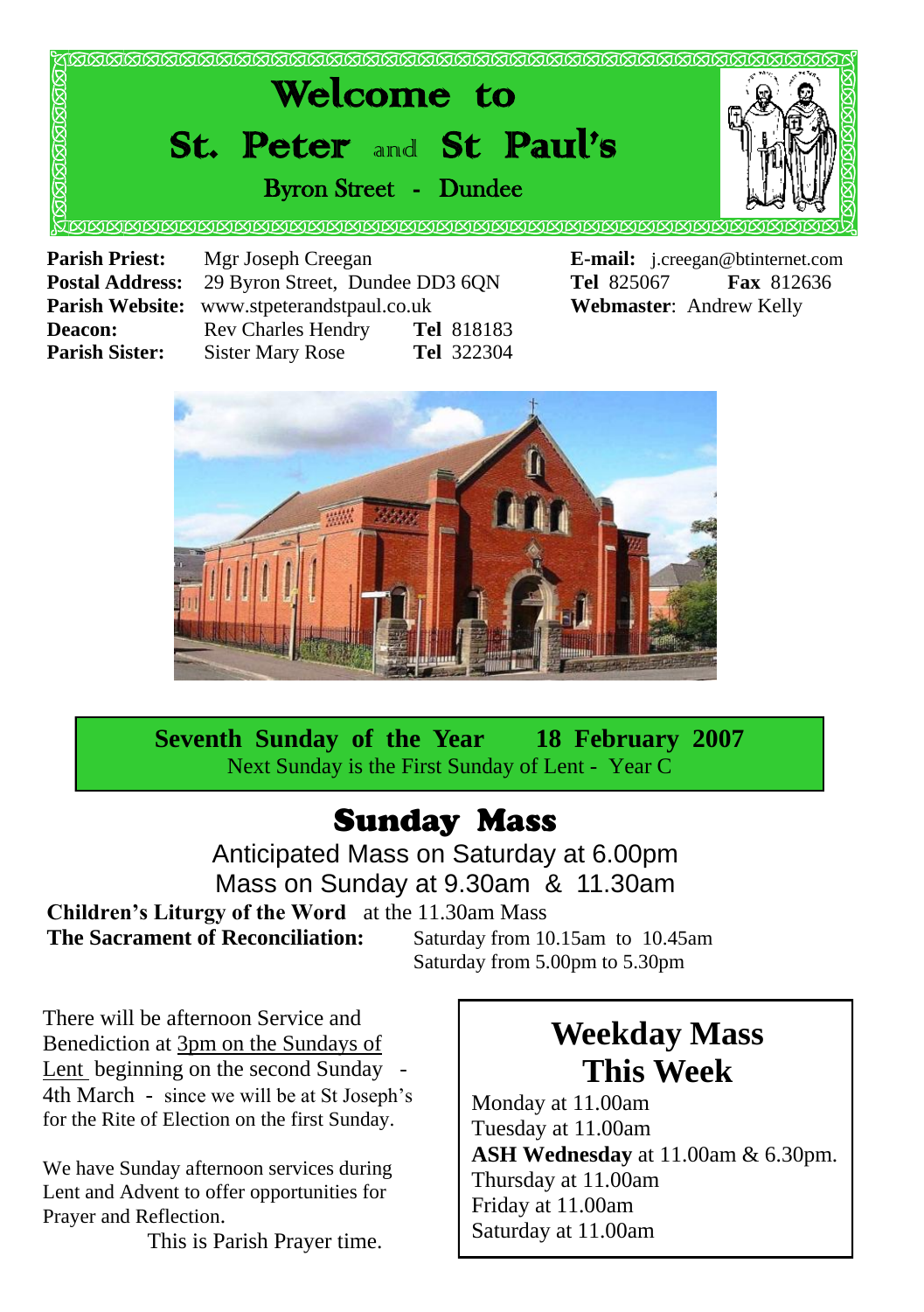# Welcome to

# St. Peter and St Paul's

## Byron Street - Dundee

**Parish Priest:** Mgr Joseph Creegan
**Postal Address:** 29 Byron Street, Dundee DD3 6QN
**Parish Website:** www.stpeterandstpaul.co.uk
**Deacon:** Rev Charles Hendry **Tel** 818183
**Parish Sister:** Sister Mary Rose **Tel** 322304

**E-mail:** j.creegan@btinternet.com
**Tel** 825067 **Fax** 812636
**Webmaster**: Andrew Kelly

**Seventh Sunday of the Year 18 February 2007**
Next Sunday is the First Sunday of Lent - Year C

# Sunday Mass

Anticipated Mass on Saturday at 6.00pm
Mass on Sunday at 9.30am & 11.30am

**Children's Liturgy of the Word** at the 11.30am Mass
**The Sacrament of Reconciliation:** Saturday from 10.15am to 10.45am
Saturday from 5.00pm to 5.30pm

There will be afternoon Service and Benediction at 3pm on the Sundays of Lent beginning on the second Sunday - 4th March - since we will be at St Joseph's for the Rite of Election on the first Sunday.

We have Sunday afternoon services during Lent and Advent to offer opportunities for Prayer and Reflection.
This is Parish Prayer time.

## Weekday Mass This Week

Monday at 11.00am
Tuesday at 11.00am
**ASH Wednesday** at 11.00am & 6.30pm.
Thursday at 11.00am
Friday at 11.00am
Saturday at 11.00am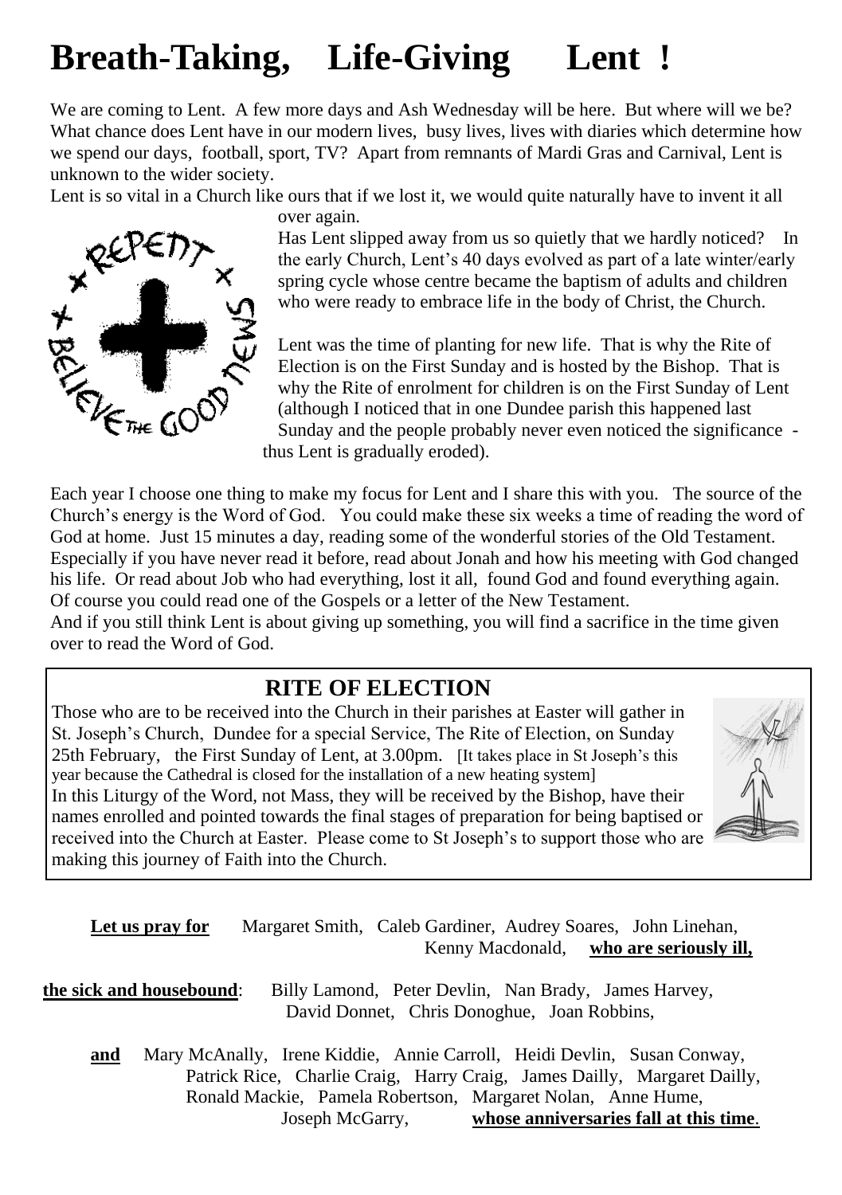# Breath-Taking, Life-Giving Lent !

We are coming to Lent. A few more days and Ash Wednesday will be here. But where will we be? What chance does Lent have in our modern lives, busy lives, lives with diaries which determine how we spend our days, football, sport, TV? Apart from remnants of Mardi Gras and Carnival, Lent is unknown to the wider society.

Lent is so vital in a Church like ours that if we lost it, we would quite naturally have to invent it all over again.

Has Lent slipped away from us so quietly that we hardly noticed? In the early Church, Lent's 40 days evolved as part of a late winter/early spring cycle whose centre became the baptism of adults and children who were ready to embrace life in the body of Christ, the Church.

Lent was the time of planting for new life. That is why the Rite of Election is on the First Sunday and is hosted by the Bishop. That is why the Rite of enrolment for children is on the First Sunday of Lent (although I noticed that in one Dundee parish this happened last Sunday and the people probably never even noticed the significance - thus Lent is gradually eroded).

Each year I choose one thing to make my focus for Lent and I share this with you. The source of the Church's energy is the Word of God. You could make these six weeks a time of reading the word of God at home. Just 15 minutes a day, reading some of the wonderful stories of the Old Testament. Especially if you have never read it before, read about Jonah and how his meeting with God changed his life. Or read about Job who had everything, lost it all, found God and found everything again. Of course you could read one of the Gospels or a letter of the New Testament.

And if you still think Lent is about giving up something, you will find a sacrifice in the time given over to read the Word of God.

## RITE OF ELECTION

Those who are to be received into the Church in their parishes at Easter will gather in St. Joseph's Church, Dundee for a special Service, The Rite of Election, on Sunday 25th February, the First Sunday of Lent, at 3.00pm. [It takes place in St Joseph's this year because the Cathedral is closed for the installation of a new heating system]

In this Liturgy of the Word, not Mass, they will be received by the Bishop, have their names enrolled and pointed towards the final stages of preparation for being baptised or received into the Church at Easter. Please come to St Joseph's to support those who are making this journey of Faith into the Church.

**Let us pray for** Margaret Smith, Caleb Gardiner, Audrey Soares, John Linehan, Kenny Macdonald, **who are seriously ill,**

**the sick and housebound**: Billy Lamond, Peter Devlin, Nan Brady, James Harvey, David Donnet, Chris Donoghue, Joan Robbins,

**and** Mary McAnally, Irene Kiddie, Annie Carroll, Heidi Devlin, Susan Conway, Patrick Rice, Charlie Craig, Harry Craig, James Dailly, Margaret Dailly, Ronald Mackie, Pamela Robertson, Margaret Nolan, Anne Hume, Joseph McGarry, **whose anniversaries fall at this time**.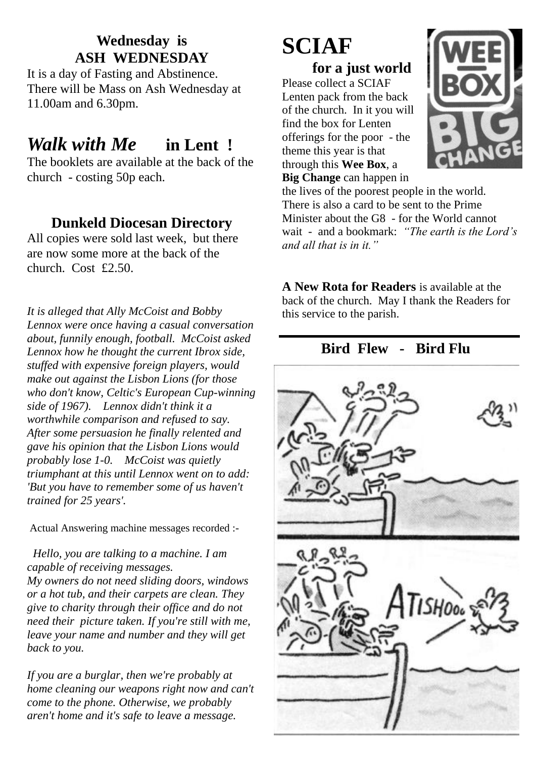## Wednesday is ASH WEDNESDAY

It is a day of Fasting and Abstinence. There will be Mass on Ash Wednesday at 11.00am and 6.30pm.

## *Walk with Me* in Lent !

The booklets are available at the back of the church - costing 50p each.

### Dunkeld Diocesan Directory

All copies were sold last week, but there are now some more at the back of the church. Cost £2.50.

*It is alleged that Ally McCoist and Bobby Lennox were once having a casual conversation about, funnily enough, football. McCoist asked Lennox how he thought the current Ibrox side, stuffed with expensive foreign players, would make out against the Lisbon Lions (for those who don't know, Celtic's European Cup-winning side of 1967). Lennox didn't think it a worthwhile comparison and refused to say. After some persuasion he finally relented and gave his opinion that the Lisbon Lions would probably lose 1-0. McCoist was quietly triumphant at this until Lennox went on to add: 'But you have to remember some of us haven't trained for 25 years'.*

Actual Answering machine messages recorded :-

*Hello, you are talking to a machine. I am capable of receiving messages. My owners do not need sliding doors, windows or a hot tub, and their carpets are clean. They give to charity through their office and do not need their picture taken. If you're still with me, leave your name and number and they will get back to you.*

*If you are a burglar, then we're probably at home cleaning our weapons right now and can't come to the phone. Otherwise, we probably aren't home and it's safe to leave a message.*

# SCIAF

### for a just world

Please collect a SCIAF Lenten pack from the back of the church. In it you will find the box for Lenten offerings for the poor - the theme this year is that through this **Wee Box**, a **Big Change** can happen in the lives of the poorest people in the world. There is also a card to be sent to the Prime Minister about the G8 - for the World cannot wait - and a bookmark: *"The earth is the Lord's and all that is in it."*

**A New Rota for Readers** is available at the back of the church. May I thank the Readers for this service to the parish.

### Bird Flew - Bird Flu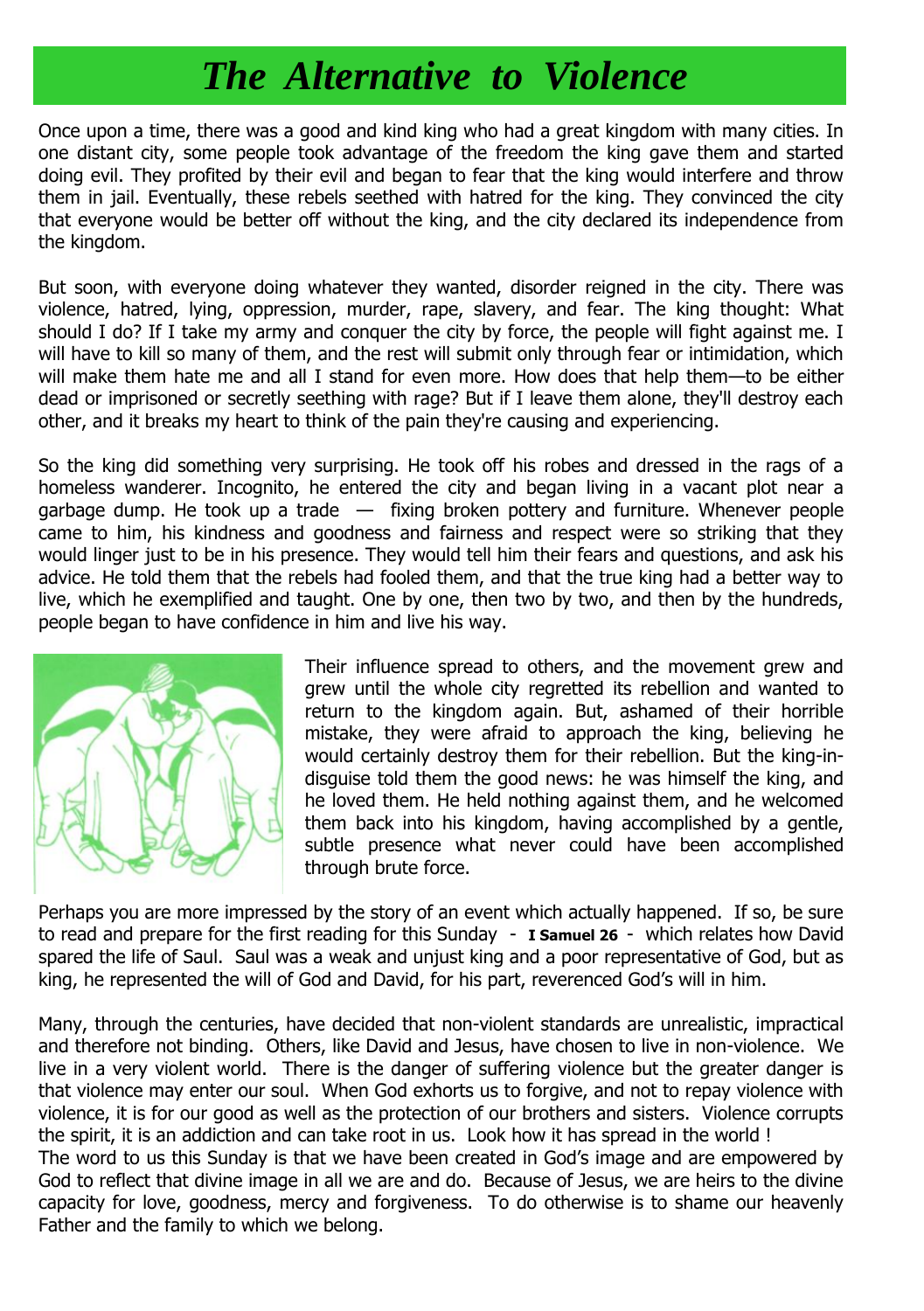# *The Alternative to Violence*

Once upon a time, there was a good and kind king who had a great kingdom with many cities. In one distant city, some people took advantage of the freedom the king gave them and started doing evil. They profited by their evil and began to fear that the king would interfere and throw them in jail. Eventually, these rebels seethed with hatred for the king. They convinced the city that everyone would be better off without the king, and the city declared its independence from the kingdom.

But soon, with everyone doing whatever they wanted, disorder reigned in the city. There was violence, hatred, lying, oppression, murder, rape, slavery, and fear. The king thought: What should I do? If I take my army and conquer the city by force, the people will fight against me. I will have to kill so many of them, and the rest will submit only through fear or intimidation, which will make them hate me and all I stand for even more. How does that help them—to be either dead or imprisoned or secretly seething with rage? But if I leave them alone, they'll destroy each other, and it breaks my heart to think of the pain they're causing and experiencing.

So the king did something very surprising. He took off his robes and dressed in the rags of a homeless wanderer. Incognito, he entered the city and began living in a vacant plot near a garbage dump. He took up a trade — fixing broken pottery and furniture. Whenever people came to him, his kindness and goodness and fairness and respect were so striking that they would linger just to be in his presence. They would tell him their fears and questions, and ask his advice. He told them that the rebels had fooled them, and that the true king had a better way to live, which he exemplified and taught. One by one, then two by two, and then by the hundreds, people began to have confidence in him and live his way.

Their influence spread to others, and the movement grew and grew until the whole city regretted its rebellion and wanted to return to the kingdom again. But, ashamed of their horrible mistake, they were afraid to approach the king, believing he would certainly destroy them for their rebellion. But the king-in-disguise told them the good news: he was himself the king, and he loved them. He held nothing against them, and he welcomed them back into his kingdom, having accomplished by a gentle, subtle presence what never could have been accomplished through brute force.

Perhaps you are more impressed by the story of an event which actually happened. If so, be sure to read and prepare for the first reading for this Sunday - **I Samuel 26** - which relates how David spared the life of Saul. Saul was a weak and unjust king and a poor representative of God, but as king, he represented the will of God and David, for his part, reverenced God's will in him.

Many, through the centuries, have decided that non-violent standards are unrealistic, impractical and therefore not binding. Others, like David and Jesus, have chosen to live in non-violence. We live in a very violent world. There is the danger of suffering violence but the greater danger is that violence may enter our soul. When God exhorts us to forgive, and not to repay violence with violence, it is for our good as well as the protection of our brothers and sisters. Violence corrupts the spirit, it is an addiction and can take root in us. Look how it has spread in the world !

The word to us this Sunday is that we have been created in God's image and are empowered by God to reflect that divine image in all we are and do. Because of Jesus, we are heirs to the divine capacity for love, goodness, mercy and forgiveness. To do otherwise is to shame our heavenly Father and the family to which we belong.